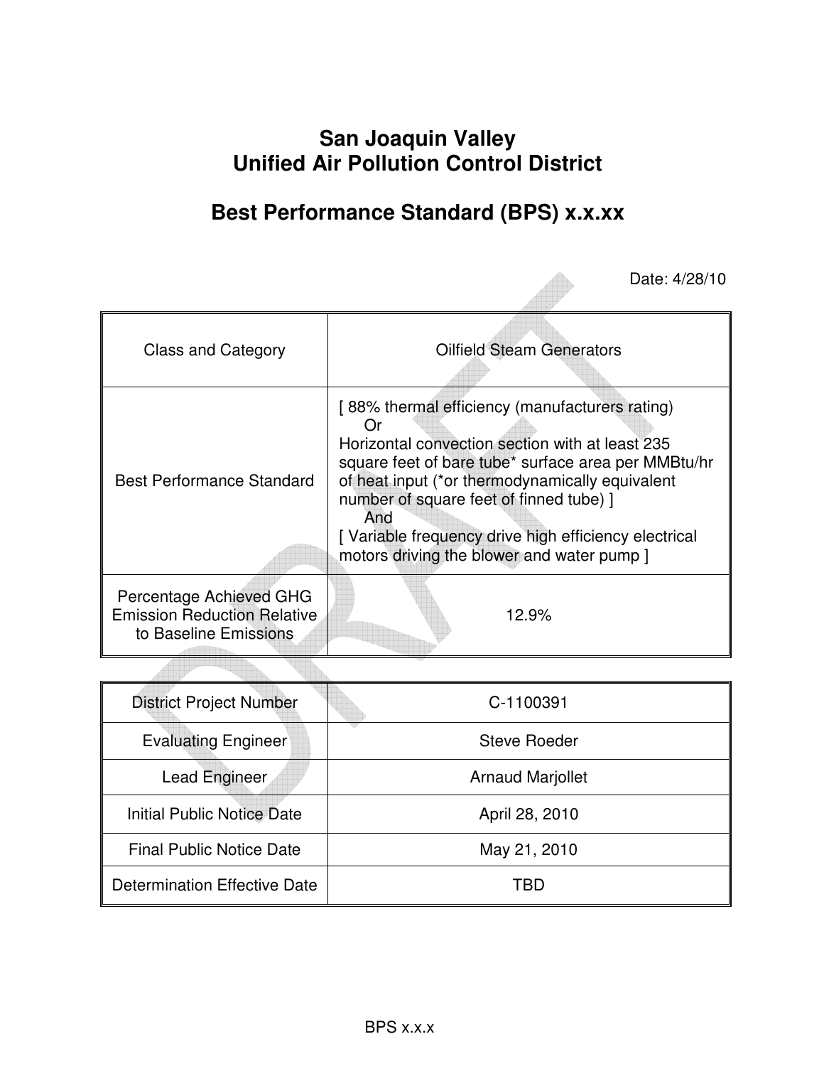# San Joaquin Valley
# Unified Air Pollution Control District

## Best Performance Standard (BPS) x.x.xx

Date: 4/28/10

| Class and Category | Oilfield Steam Generators |
|---|---|
| Best Performance Standard | [ 88% thermal efficiency (manufacturers rating)<br>Or<br>Horizontal convection section with at least 235 square feet of bare tube* surface area per MMBtu/hr of heat input (*or thermodynamically equivalent number of square feet of finned tube) ]<br>And<br>[ Variable frequency drive high efficiency electrical motors driving the blower and water pump ] |
| Percentage Achieved GHG Emission Reduction Relative to Baseline Emissions | 12.9% |

| District Project Number | C-1100391 |
|---|---|
| Evaluating Engineer | Steve Roeder |
| Lead Engineer | Arnaud Marjollet |
| Initial Public Notice Date | April 28, 2010 |
| Final Public Notice Date | May 21, 2010 |
| Determination Effective Date | TBD |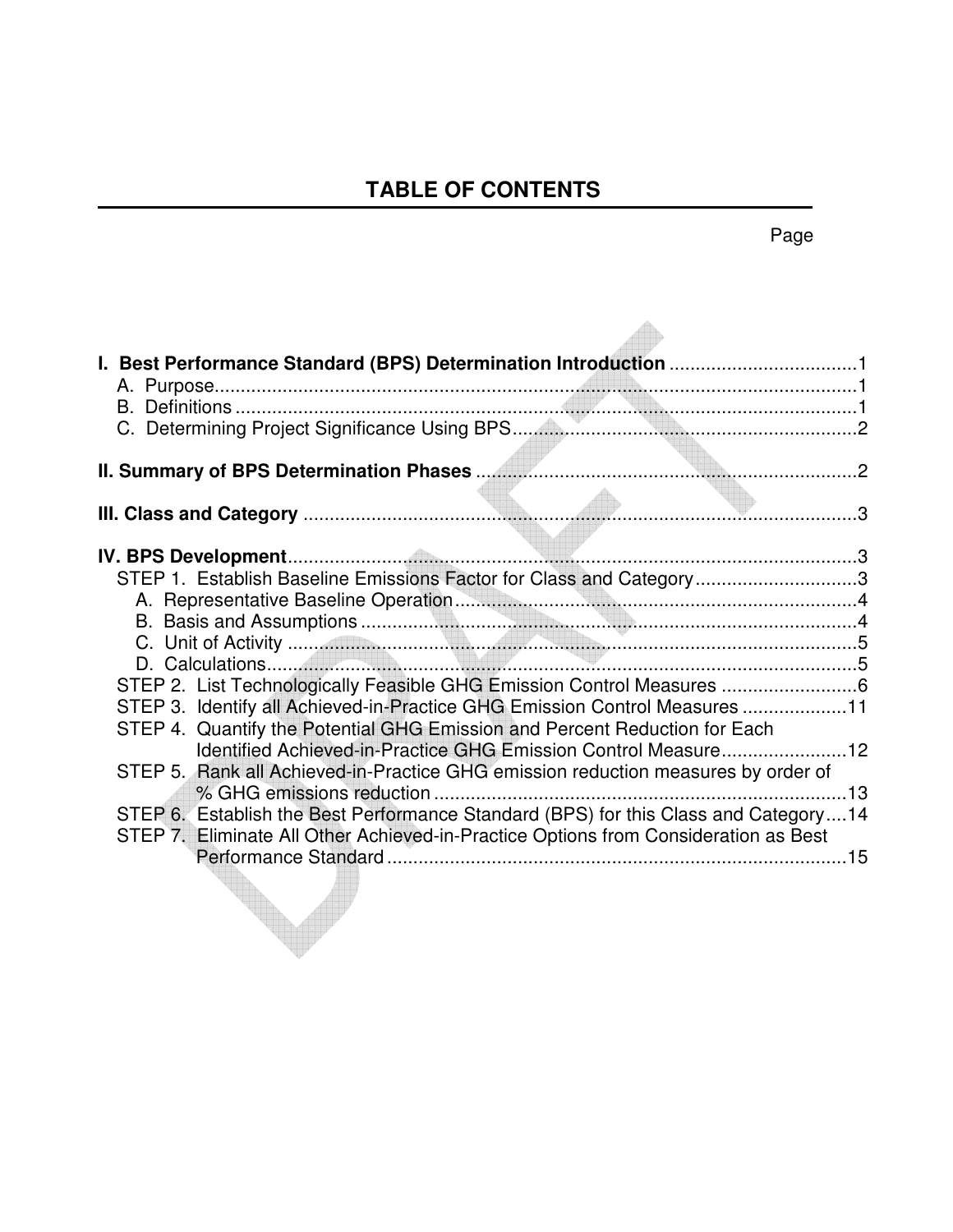# TABLE OF CONTENTS

Page

**I. Best Performance Standard (BPS) Determination Introduction** .................................... 1
- A. Purpose ............................................................................................................ 1
- B. Definitions ........................................................................................................ 1
- C. Determining Project Significance Using BPS ................................................... 2

**II. Summary of BPS Determination Phases** ......................................................... 2

**III. Class and Category** ......................................................................................... 3

**IV. BPS Development** ............................................................................................ 3
- STEP 1. Establish Baseline Emissions Factor for Class and Category ................................ 3
  - A. Representative Baseline Operation ......................................................... 4
  - B. Basis and Assumptions ........................................................................... 4
  - C. Unit of Activity ......................................................................................... 5
  - D. Calculations ............................................................................................. 5
- STEP 2. List Technologically Feasible GHG Emission Control Measures .......................... 6
- STEP 3. Identify all Achieved-in-Practice GHG Emission Control Measures .................... 11
- STEP 4. Quantify the Potential GHG Emission and Percent Reduction for Each Identified Achieved-in-Practice GHG Emission Control Measure ........................ 12
- STEP 5. Rank all Achieved-in-Practice GHG emission reduction measures by order of % GHG emissions reduction ................................................................ 13
- STEP 6. Establish the Best Performance Standard (BPS) for this Class and Category .... 14
- STEP 7. Eliminate All Other Achieved-in-Practice Options from Consideration as Best Performance Standard ........................................................................ 15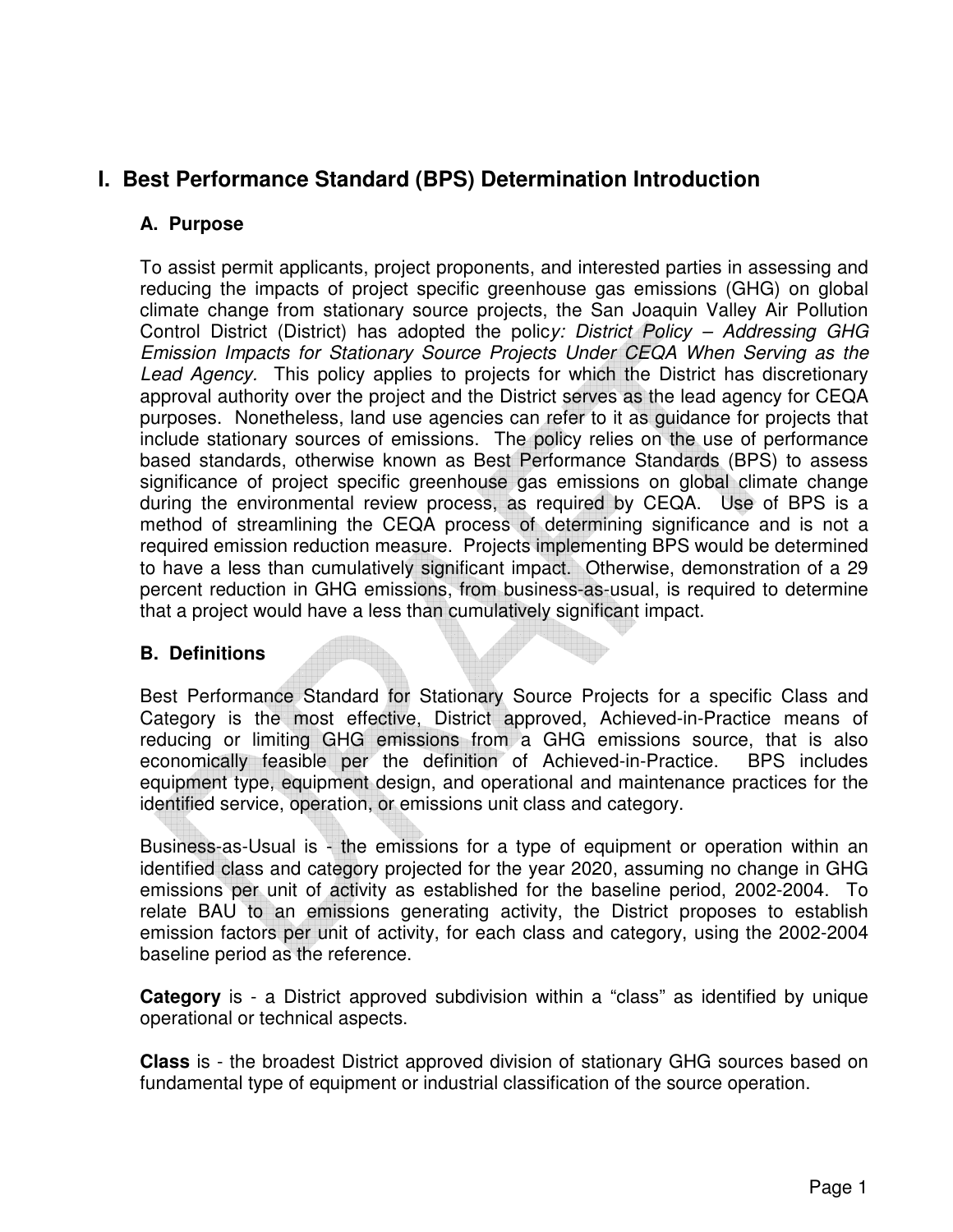# I. Best Performance Standard (BPS) Determination Introduction

## A. Purpose

To assist permit applicants, project proponents, and interested parties in assessing and reducing the impacts of project specific greenhouse gas emissions (GHG) on global climate change from stationary source projects, the San Joaquin Valley Air Pollution Control District (District) has adopted the polic*y: District Policy – Addressing GHG Emission Impacts for Stationary Source Projects Under CEQA When Serving as the Lead Agency.* This policy applies to projects for which the District has discretionary approval authority over the project and the District serves as the lead agency for CEQA purposes. Nonetheless, land use agencies can refer to it as guidance for projects that include stationary sources of emissions. The policy relies on the use of performance based standards, otherwise known as Best Performance Standards (BPS) to assess significance of project specific greenhouse gas emissions on global climate change during the environmental review process, as required by CEQA. Use of BPS is a method of streamlining the CEQA process of determining significance and is not a required emission reduction measure. Projects implementing BPS would be determined to have a less than cumulatively significant impact. Otherwise, demonstration of a 29 percent reduction in GHG emissions, from business-as-usual, is required to determine that a project would have a less than cumulatively significant impact.

## B. Definitions

Best Performance Standard for Stationary Source Projects for a specific Class and Category is the most effective, District approved, Achieved-in-Practice means of reducing or limiting GHG emissions from a GHG emissions source, that is also economically feasible per the definition of Achieved-in-Practice. BPS includes equipment type, equipment design, and operational and maintenance practices for the identified service, operation, or emissions unit class and category.

Business-as-Usual is - the emissions for a type of equipment or operation within an identified class and category projected for the year 2020, assuming no change in GHG emissions per unit of activity as established for the baseline period, 2002-2004. To relate BAU to an emissions generating activity, the District proposes to establish emission factors per unit of activity, for each class and category, using the 2002-2004 baseline period as the reference.

**Category** is - a District approved subdivision within a "class" as identified by unique operational or technical aspects.

**Class** is - the broadest District approved division of stationary GHG sources based on fundamental type of equipment or industrial classification of the source operation.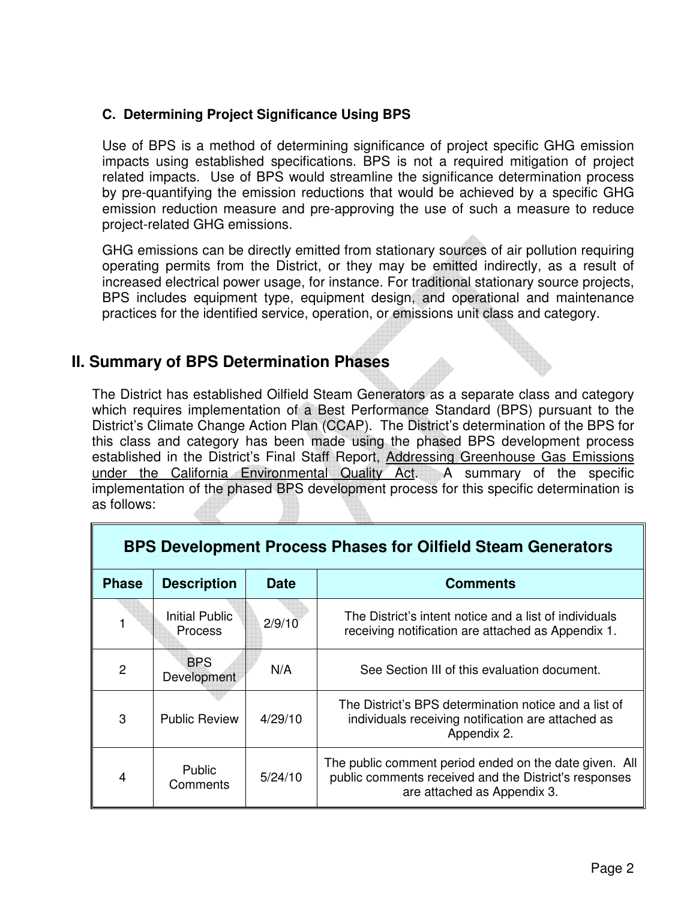### C. Determining Project Significance Using BPS

Use of BPS is a method of determining significance of project specific GHG emission impacts using established specifications. BPS is not a required mitigation of project related impacts. Use of BPS would streamline the significance determination process by pre-quantifying the emission reductions that would be achieved by a specific GHG emission reduction measure and pre-approving the use of such a measure to reduce project-related GHG emissions.

GHG emissions can be directly emitted from stationary sources of air pollution requiring operating permits from the District, or they may be emitted indirectly, as a result of increased electrical power usage, for instance. For traditional stationary source projects, BPS includes equipment type, equipment design, and operational and maintenance practices for the identified service, operation, or emissions unit class and category.

## II. Summary of BPS Determination Phases

The District has established Oilfield Steam Generators as a separate class and category which requires implementation of a Best Performance Standard (BPS) pursuant to the District's Climate Change Action Plan (CCAP). The District's determination of the BPS for this class and category has been made using the phased BPS development process established in the District's Final Staff Report, Addressing Greenhouse Gas Emissions under the California Environmental Quality Act. A summary of the specific implementation of the phased BPS development process for this specific determination is as follows:

| BPS Development Process Phases for Oilfield Steam Generators | | | |
|---|---|---|---|
| **Phase** | **Description** | **Date** | **Comments** |
| 1 | Initial Public Process | 2/9/10 | The District's intent notice and a list of individuals receiving notification are attached as Appendix 1. |
| 2 | BPS Development | N/A | See Section III of this evaluation document. |
| 3 | Public Review | 4/29/10 | The District's BPS determination notice and a list of individuals receiving notification are attached as Appendix 2. |
| 4 | Public Comments | 5/24/10 | The public comment period ended on the date given. All public comments received and the District's responses are attached as Appendix 3. |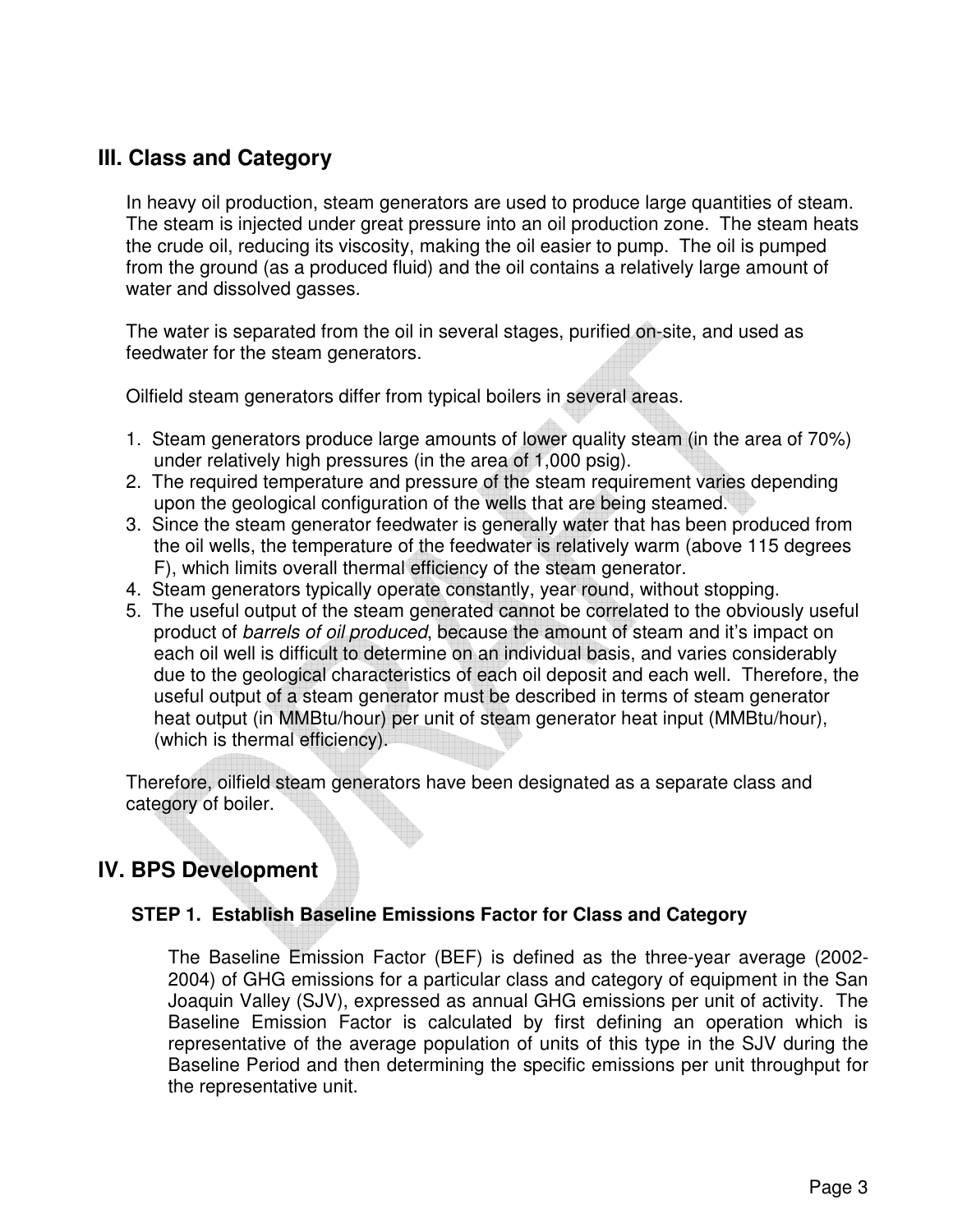## III. Class and Category

In heavy oil production, steam generators are used to produce large quantities of steam. The steam is injected under great pressure into an oil production zone. The steam heats the crude oil, reducing its viscosity, making the oil easier to pump. The oil is pumped from the ground (as a produced fluid) and the oil contains a relatively large amount of water and dissolved gasses.

The water is separated from the oil in several stages, purified on-site, and used as feedwater for the steam generators.

Oilfield steam generators differ from typical boilers in several areas.

1. Steam generators produce large amounts of lower quality steam (in the area of 70%) under relatively high pressures (in the area of 1,000 psig).
2. The required temperature and pressure of the steam requirement varies depending upon the geological configuration of the wells that are being steamed.
3. Since the steam generator feedwater is generally water that has been produced from the oil wells, the temperature of the feedwater is relatively warm (above 115 degrees F), which limits overall thermal efficiency of the steam generator.
4. Steam generators typically operate constantly, year round, without stopping.
5. The useful output of the steam generated cannot be correlated to the obviously useful product of *barrels of oil produced*, because the amount of steam and it's impact on each oil well is difficult to determine on an individual basis, and varies considerably due to the geological characteristics of each oil deposit and each well. Therefore, the useful output of a steam generator must be described in terms of steam generator heat output (in MMBtu/hour) per unit of steam generator heat input (MMBtu/hour), (which is thermal efficiency).

Therefore, oilfield steam generators have been designated as a separate class and category of boiler.

## IV. BPS Development

### STEP 1. Establish Baseline Emissions Factor for Class and Category

The Baseline Emission Factor (BEF) is defined as the three-year average (2002-2004) of GHG emissions for a particular class and category of equipment in the San Joaquin Valley (SJV), expressed as annual GHG emissions per unit of activity. The Baseline Emission Factor is calculated by first defining an operation which is representative of the average population of units of this type in the SJV during the Baseline Period and then determining the specific emissions per unit throughput for the representative unit.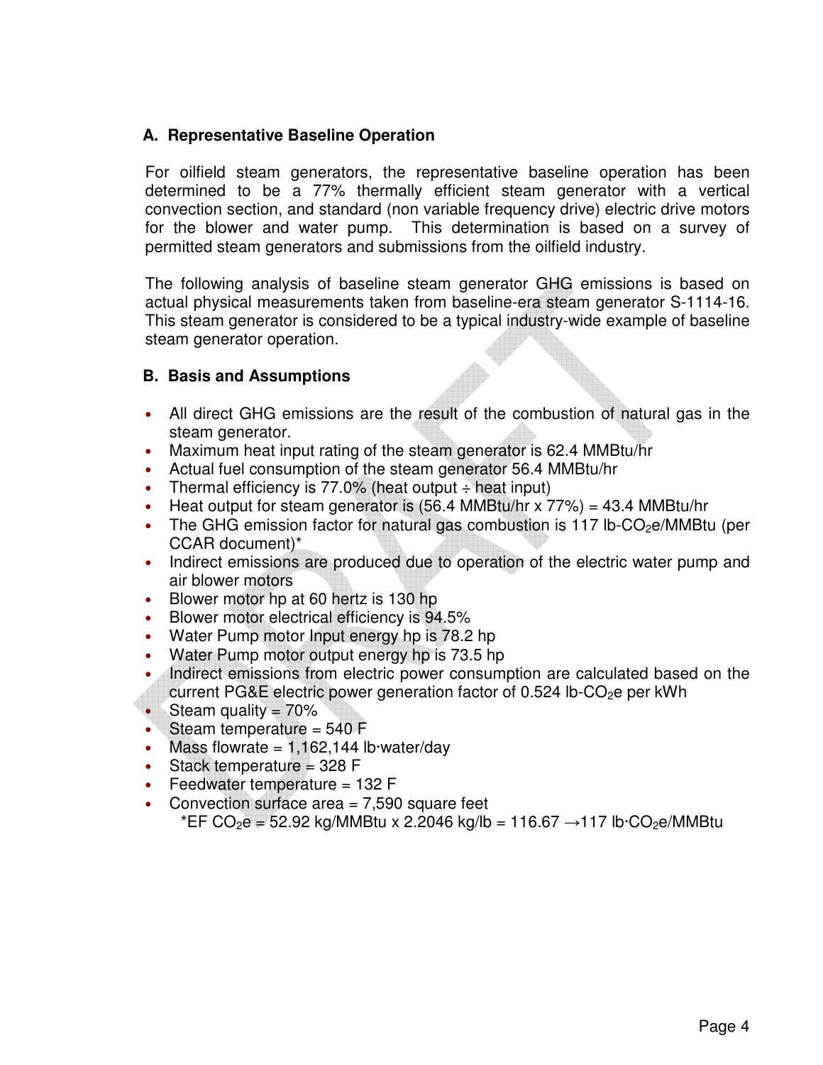### A. Representative Baseline Operation

For oilfield steam generators, the representative baseline operation has been determined to be a 77% thermally efficient steam generator with a vertical convection section, and standard (non variable frequency drive) electric drive motors for the blower and water pump. This determination is based on a survey of permitted steam generators and submissions from the oilfield industry.

The following analysis of baseline steam generator GHG emissions is based on actual physical measurements taken from baseline-era steam generator S-1114-16. This steam generator is considered to be a typical industry-wide example of baseline steam generator operation.

### B. Basis and Assumptions

- All direct GHG emissions are the result of the combustion of natural gas in the steam generator.
- Maximum heat input rating of the steam generator is 62.4 MMBtu/hr
- Actual fuel consumption of the steam generator 56.4 MMBtu/hr
- Thermal efficiency is 77.0% (heat output ÷ heat input)
- Heat output for steam generator is (56.4 MMBtu/hr x 77%) = 43.4 MMBtu/hr
- The GHG emission factor for natural gas combustion is 117 lb-$CO_2$e/MMBtu (per CCAR document)*
- Indirect emissions are produced due to operation of the electric water pump and air blower motors
- Blower motor hp at 60 hertz is 130 hp
- Blower motor electrical efficiency is 94.5%
- Water Pump motor Input energy hp is 78.2 hp
- Water Pump motor output energy hp is 73.5 hp
- Indirect emissions from electric power consumption are calculated based on the current PG&E electric power generation factor of 0.524 lb-$CO_2$e per kWh
- Steam quality = 70%
- Steam temperature = 540 F
- Mass flowrate = 1,162,144 lb·water/day
- Stack temperature = 328 F
- Feedwater temperature = 132 F
- Convection surface area = 7,590 square feet

  *EF $CO_2$e = 52.92 kg/MMBtu x 2.2046 kg/lb = 116.67 → 117 lb·$CO_2$e/MMBtu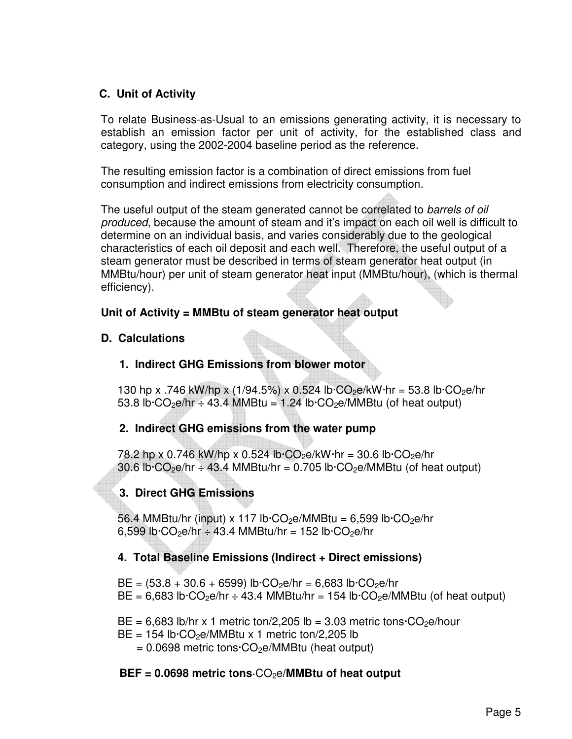### C. Unit of Activity

To relate Business-as-Usual to an emissions generating activity, it is necessary to establish an emission factor per unit of activity, for the established class and category, using the 2002-2004 baseline period as the reference.

The resulting emission factor is a combination of direct emissions from fuel consumption and indirect emissions from electricity consumption.

The useful output of the steam generated cannot be correlated to *barrels of oil produced*, because the amount of steam and it's impact on each oil well is difficult to determine on an individual basis, and varies considerably due to the geological characteristics of each oil deposit and each well. Therefore, the useful output of a steam generator must be described in terms of steam generator heat output (in MMBtu/hour) per unit of steam generator heat input (MMBtu/hour), (which is thermal efficiency).

**Unit of Activity = MMBtu of steam generator heat output**

### D. Calculations

#### 1. Indirect GHG Emissions from blower motor

130 hp x .746 kW/hp x (1/94.5%) x 0.524 lb·$CO_2$e/kW·hr = 53.8 lb·$CO_2$e/hr
53.8 lb·$CO_2$e/hr ÷ 43.4 MMBtu = 1.24 lb·$CO_2$e/MMBtu (of heat output)

#### 2. Indirect GHG emissions from the water pump

78.2 hp x 0.746 kW/hp x 0.524 lb·$CO_2$e/kW·hr = 30.6 lb·$CO_2$e/hr
30.6 lb·$CO_2$e/hr ÷ 43.4 MMBtu/hr = 0.705 lb·$CO_2$e/MMBtu (of heat output)

#### 3. Direct GHG Emissions

56.4 MMBtu/hr (input) x 117 lb·$CO_2$e/MMBtu = 6,599 lb·$CO_2$e/hr
6,599 lb·$CO_2$e/hr ÷ 43.4 MMBtu/hr = 152 lb·$CO_2$e/hr

#### 4. Total Baseline Emissions (Indirect + Direct emissions)

BE = (53.8 + 30.6 + 6599) lb·$CO_2$e/hr = 6,683 lb·$CO_2$e/hr
BE = 6,683 lb·$CO_2$e/hr ÷ 43.4 MMBtu/hr = 154 lb·$CO_2$e/MMBtu (of heat output)

BE = 6,683 lb/hr x 1 metric ton/2,205 lb = 3.03 metric tons·$CO_2$e/hour
BE = 154 lb·$CO_2$e/MMBtu x 1 metric ton/2,205 lb
= 0.0698 metric tons·$CO_2$e/MMBtu (heat output)

**BEF = 0.0698 metric tons**·$CO_2$e/**MMBtu of heat output**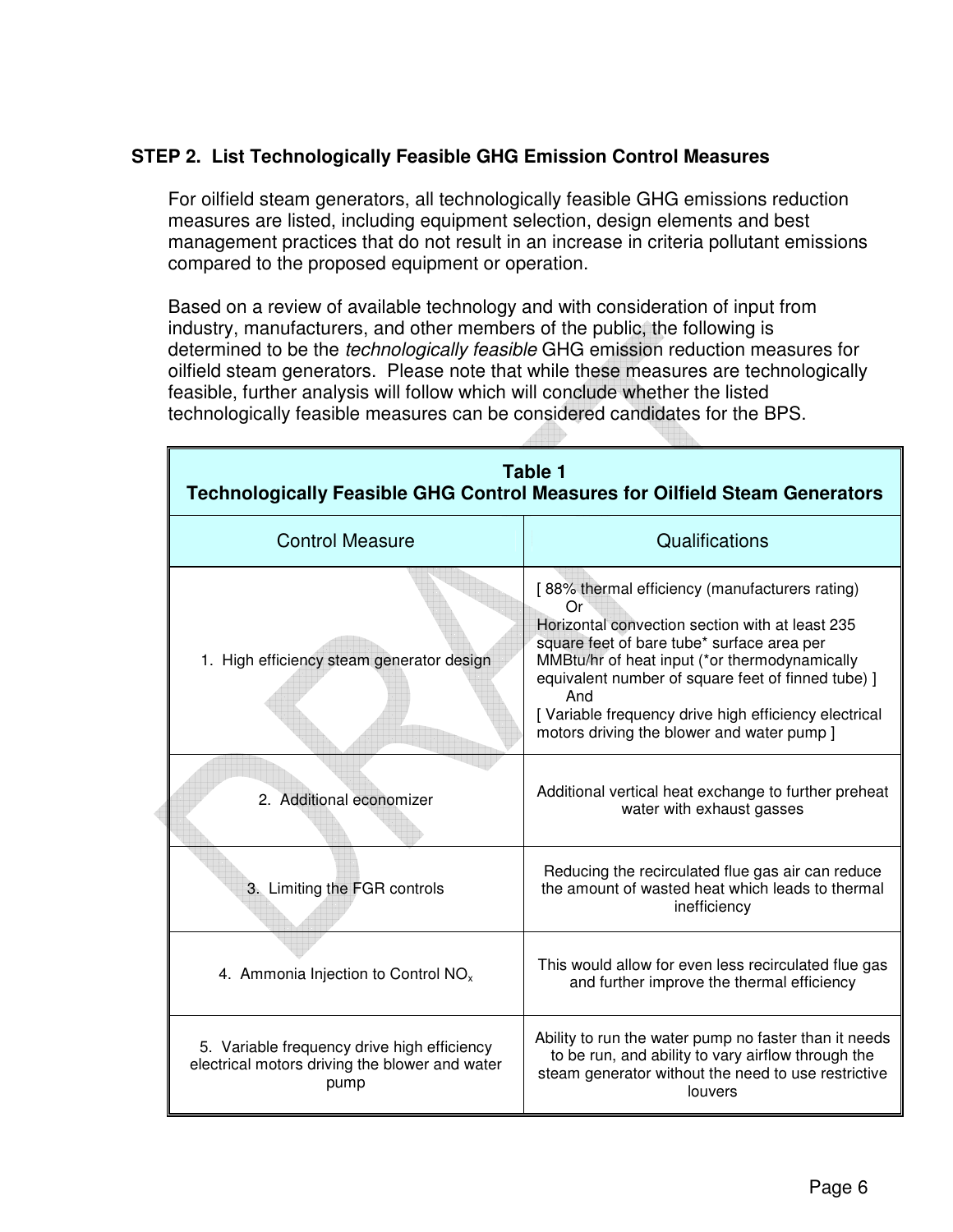### STEP 2. List Technologically Feasible GHG Emission Control Measures

For oilfield steam generators, all technologically feasible GHG emissions reduction measures are listed, including equipment selection, design elements and best management practices that do not result in an increase in criteria pollutant emissions compared to the proposed equipment or operation.

Based on a review of available technology and with consideration of input from industry, manufacturers, and other members of the public, the following is determined to be the *technologically feasible* GHG emission reduction measures for oilfield steam generators. Please note that while these measures are technologically feasible, further analysis will follow which will conclude whether the listed technologically feasible measures can be considered candidates for the BPS.

**Table 1**
**Technologically Feasible GHG Control Measures for Oilfield Steam Generators**

| Control Measure | Qualifications |
|---|---|
| 1. High efficiency steam generator design | [ 88% thermal efficiency (manufacturers rating) Or Horizontal convection section with at least 235 square feet of bare tube* surface area per MMBtu/hr of heat input (*or thermodynamically equivalent number of square feet of finned tube) ] And [ Variable frequency drive high efficiency electrical motors driving the blower and water pump ] |
| 2. Additional economizer | Additional vertical heat exchange to further preheat water with exhaust gasses |
| 3. Limiting the FGR controls | Reducing the recirculated flue gas air can reduce the amount of wasted heat which leads to thermal inefficiency |
| 4. Ammonia Injection to Control $NO_x$ | This would allow for even less recirculated flue gas and further improve the thermal efficiency |
| 5. Variable frequency drive high efficiency electrical motors driving the blower and water pump | Ability to run the water pump no faster than it needs to be run, and ability to vary airflow through the steam generator without the need to use restrictive louvers |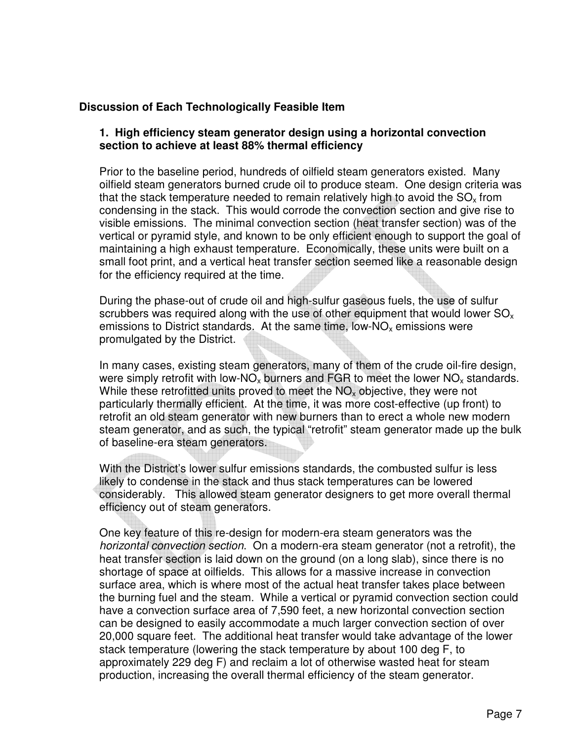## Discussion of Each Technologically Feasible Item

### 1. High efficiency steam generator design using a horizontal convection section to achieve at least 88% thermal efficiency

Prior to the baseline period, hundreds of oilfield steam generators existed. Many oilfield steam generators burned crude oil to produce steam. One design criteria was that the stack temperature needed to remain relatively high to avoid the $SO_x$ from condensing in the stack. This would corrode the convection section and give rise to visible emissions. The minimal convection section (heat transfer section) was of the vertical or pyramid style, and known to be only efficient enough to support the goal of maintaining a high exhaust temperature. Economically, these units were built on a small foot print, and a vertical heat transfer section seemed like a reasonable design for the efficiency required at the time.

During the phase-out of crude oil and high-sulfur gaseous fuels, the use of sulfur scrubbers was required along with the use of other equipment that would lower $SO_x$ emissions to District standards. At the same time, low-$NO_x$ emissions were promulgated by the District.

In many cases, existing steam generators, many of them of the crude oil-fire design, were simply retrofit with low-$NO_x$ burners and FGR to meet the lower $NO_x$ standards. While these retrofitted units proved to meet the $NO_x$ objective, they were not particularly thermally efficient. At the time, it was more cost-effective (up front) to retrofit an old steam generator with new burners than to erect a whole new modern steam generator, and as such, the typical "retrofit" steam generator made up the bulk of baseline-era steam generators.

With the District's lower sulfur emissions standards, the combusted sulfur is less likely to condense in the stack and thus stack temperatures can be lowered considerably. This allowed steam generator designers to get more overall thermal efficiency out of steam generators.

One key feature of this re-design for modern-era steam generators was the *horizontal convection section*. On a modern-era steam generator (not a retrofit), the heat transfer section is laid down on the ground (on a long slab), since there is no shortage of space at oilfields. This allows for a massive increase in convection surface area, which is where most of the actual heat transfer takes place between the burning fuel and the steam. While a vertical or pyramid convection section could have a convection surface area of 7,590 feet, a new horizontal convection section can be designed to easily accommodate a much larger convection section of over 20,000 square feet. The additional heat transfer would take advantage of the lower stack temperature (lowering the stack temperature by about 100 deg F, to approximately 229 deg F) and reclaim a lot of otherwise wasted heat for steam production, increasing the overall thermal efficiency of the steam generator.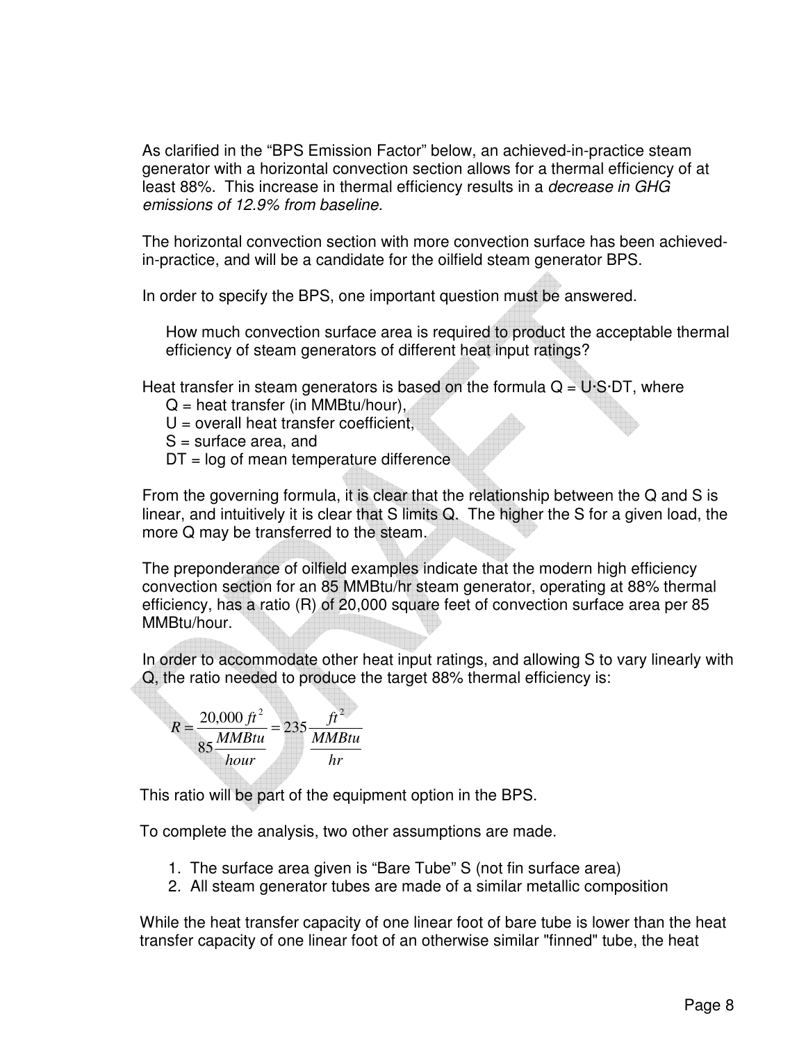As clarified in the "BPS Emission Factor" below, an achieved-in-practice steam generator with a horizontal convection section allows for a thermal efficiency of at least 88%. This increase in thermal efficiency results in a *decrease in GHG emissions of 12.9% from baseline.*

The horizontal convection section with more convection surface has been achieved-in-practice, and will be a candidate for the oilfield steam generator BPS.

In order to specify the BPS, one important question must be answered.

> How much convection surface area is required to product the acceptable thermal efficiency of steam generators of different heat input ratings?

Heat transfer in steam generators is based on the formula Q = U·S·DT, where

- Q = heat transfer (in MMBtu/hour),
- U = overall heat transfer coefficient,
- S = surface area, and
- DT = log of mean temperature difference

From the governing formula, it is clear that the relationship between the Q and S is linear, and intuitively it is clear that S limits Q. The higher the S for a given load, the more Q may be transferred to the steam.

The preponderance of oilfield examples indicate that the modern high efficiency convection section for an 85 MMBtu/hr steam generator, operating at 88% thermal efficiency, has a ratio (R) of 20,000 square feet of convection surface area per 85 MMBtu/hour.

In order to accommodate other heat input ratings, and allowing S to vary linearly with Q, the ratio needed to produce the target 88% thermal efficiency is:

$$R = \frac{20{,}000\, ft^2}{85 \frac{MMBtu}{hour}} = 235 \frac{ft^2}{\frac{MMBtu}{hr}}$$

This ratio will be part of the equipment option in the BPS.

To complete the analysis, two other assumptions are made.

1. The surface area given is "Bare Tube" S (not fin surface area)
2. All steam generator tubes are made of a similar metallic composition

While the heat transfer capacity of one linear foot of bare tube is lower than the heat transfer capacity of one linear foot of an otherwise similar "finned" tube, the heat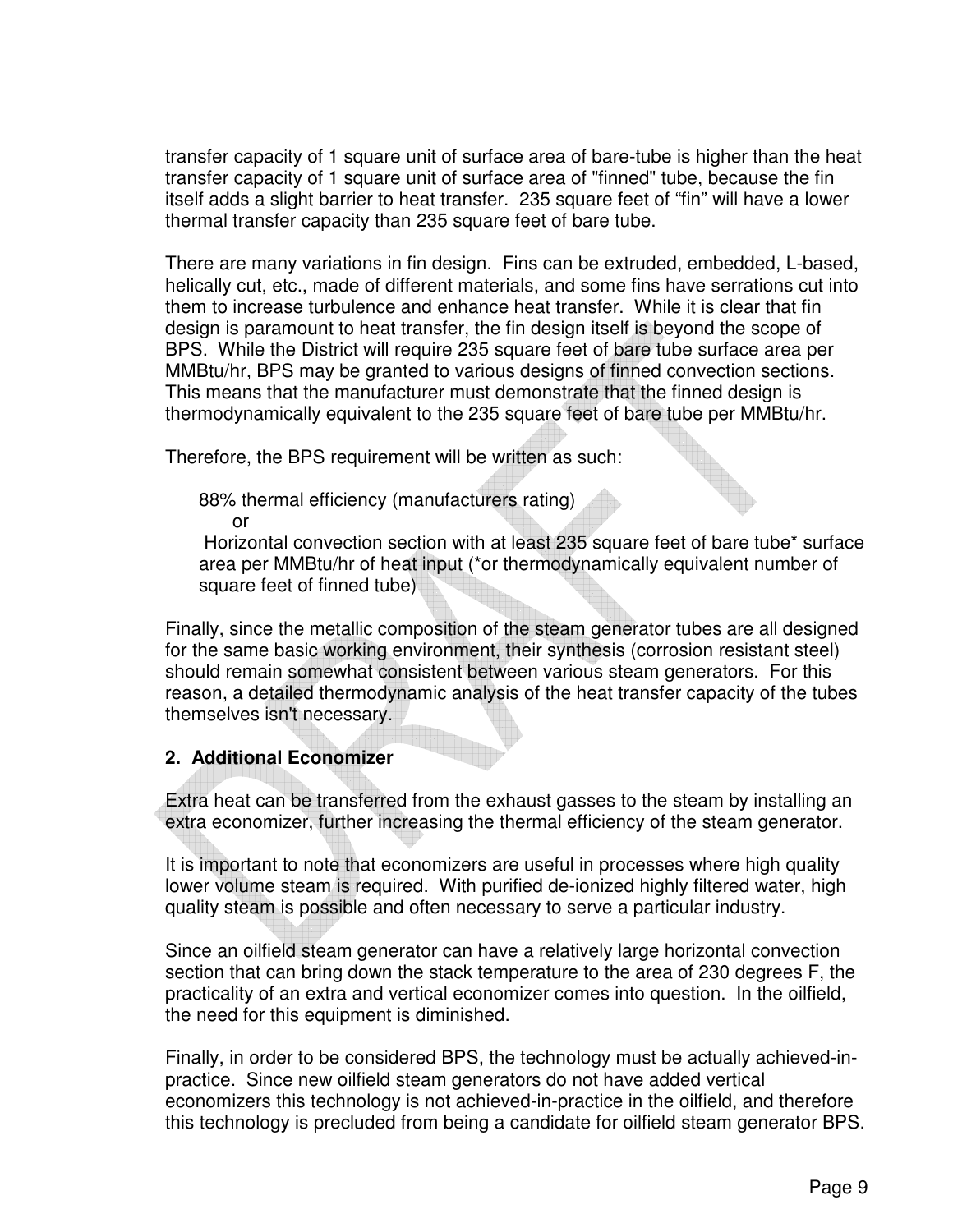transfer capacity of 1 square unit of surface area of bare-tube is higher than the heat transfer capacity of 1 square unit of surface area of "finned" tube, because the fin itself adds a slight barrier to heat transfer. 235 square feet of "fin" will have a lower thermal transfer capacity than 235 square feet of bare tube.

There are many variations in fin design. Fins can be extruded, embedded, L-based, helically cut, etc., made of different materials, and some fins have serrations cut into them to increase turbulence and enhance heat transfer. While it is clear that fin design is paramount to heat transfer, the fin design itself is beyond the scope of BPS. While the District will require 235 square feet of bare tube surface area per MMBtu/hr, BPS may be granted to various designs of finned convection sections. This means that the manufacturer must demonstrate that the finned design is thermodynamically equivalent to the 235 square feet of bare tube per MMBtu/hr.

Therefore, the BPS requirement will be written as such:

> 88% thermal efficiency (manufacturers rating)
> 
> or
> 
> Horizontal convection section with at least 235 square feet of bare tube* surface area per MMBtu/hr of heat input (*or thermodynamically equivalent number of square feet of finned tube)

Finally, since the metallic composition of the steam generator tubes are all designed for the same basic working environment, their synthesis (corrosion resistant steel) should remain somewhat consistent between various steam generators. For this reason, a detailed thermodynamic analysis of the heat transfer capacity of the tubes themselves isn't necessary.

## 2. Additional Economizer

Extra heat can be transferred from the exhaust gasses to the steam by installing an extra economizer, further increasing the thermal efficiency of the steam generator.

It is important to note that economizers are useful in processes where high quality lower volume steam is required. With purified de-ionized highly filtered water, high quality steam is possible and often necessary to serve a particular industry.

Since an oilfield steam generator can have a relatively large horizontal convection section that can bring down the stack temperature to the area of 230 degrees F, the practicality of an extra and vertical economizer comes into question. In the oilfield, the need for this equipment is diminished.

Finally, in order to be considered BPS, the technology must be actually achieved-in-practice. Since new oilfield steam generators do not have added vertical economizers this technology is not achieved-in-practice in the oilfield, and therefore this technology is precluded from being a candidate for oilfield steam generator BPS.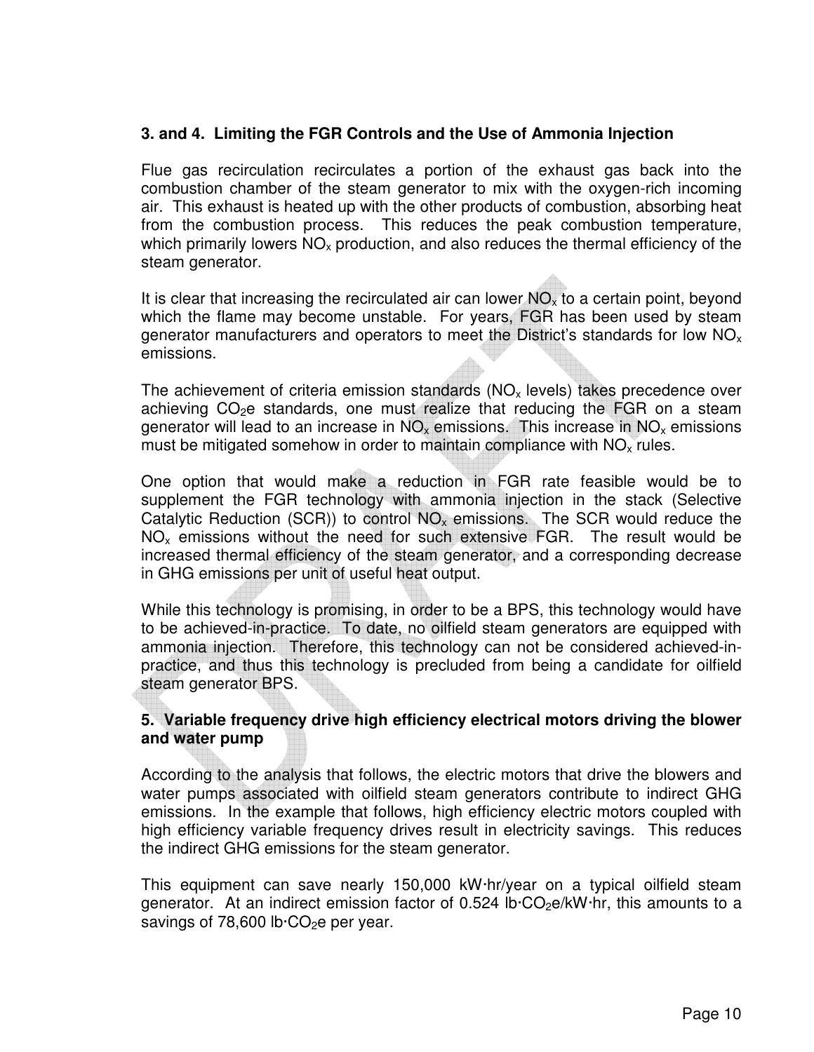### 3. and 4. Limiting the FGR Controls and the Use of Ammonia Injection

Flue gas recirculation recirculates a portion of the exhaust gas back into the combustion chamber of the steam generator to mix with the oxygen-rich incoming air. This exhaust is heated up with the other products of combustion, absorbing heat from the combustion process. This reduces the peak combustion temperature, which primarily lowers $NO_x$ production, and also reduces the thermal efficiency of the steam generator.

It is clear that increasing the recirculated air can lower $NO_x$ to a certain point, beyond which the flame may become unstable. For years, FGR has been used by steam generator manufacturers and operators to meet the District's standards for low $NO_x$ emissions.

The achievement of criteria emission standards ($NO_x$ levels) takes precedence over achieving $CO_2e$ standards, one must realize that reducing the FGR on a steam generator will lead to an increase in $NO_x$ emissions. This increase in $NO_x$ emissions must be mitigated somehow in order to maintain compliance with $NO_x$ rules.

One option that would make a reduction in FGR rate feasible would be to supplement the FGR technology with ammonia injection in the stack (Selective Catalytic Reduction (SCR)) to control $NO_x$ emissions. The SCR would reduce the $NO_x$ emissions without the need for such extensive FGR. The result would be increased thermal efficiency of the steam generator, and a corresponding decrease in GHG emissions per unit of useful heat output.

While this technology is promising, in order to be a BPS, this technology would have to be achieved-in-practice. To date, no oilfield steam generators are equipped with ammonia injection. Therefore, this technology can not be considered achieved-in-practice, and thus this technology is precluded from being a candidate for oilfield steam generator BPS.

### 5. Variable frequency drive high efficiency electrical motors driving the blower and water pump

According to the analysis that follows, the electric motors that drive the blowers and water pumps associated with oilfield steam generators contribute to indirect GHG emissions. In the example that follows, high efficiency electric motors coupled with high efficiency variable frequency drives result in electricity savings. This reduces the indirect GHG emissions for the steam generator.

This equipment can save nearly 150,000 kW·hr/year on a typical oilfield steam generator. At an indirect emission factor of 0.524 lb·$CO_2e$/kW·hr, this amounts to a savings of 78,600 lb·$CO_2e$ per year.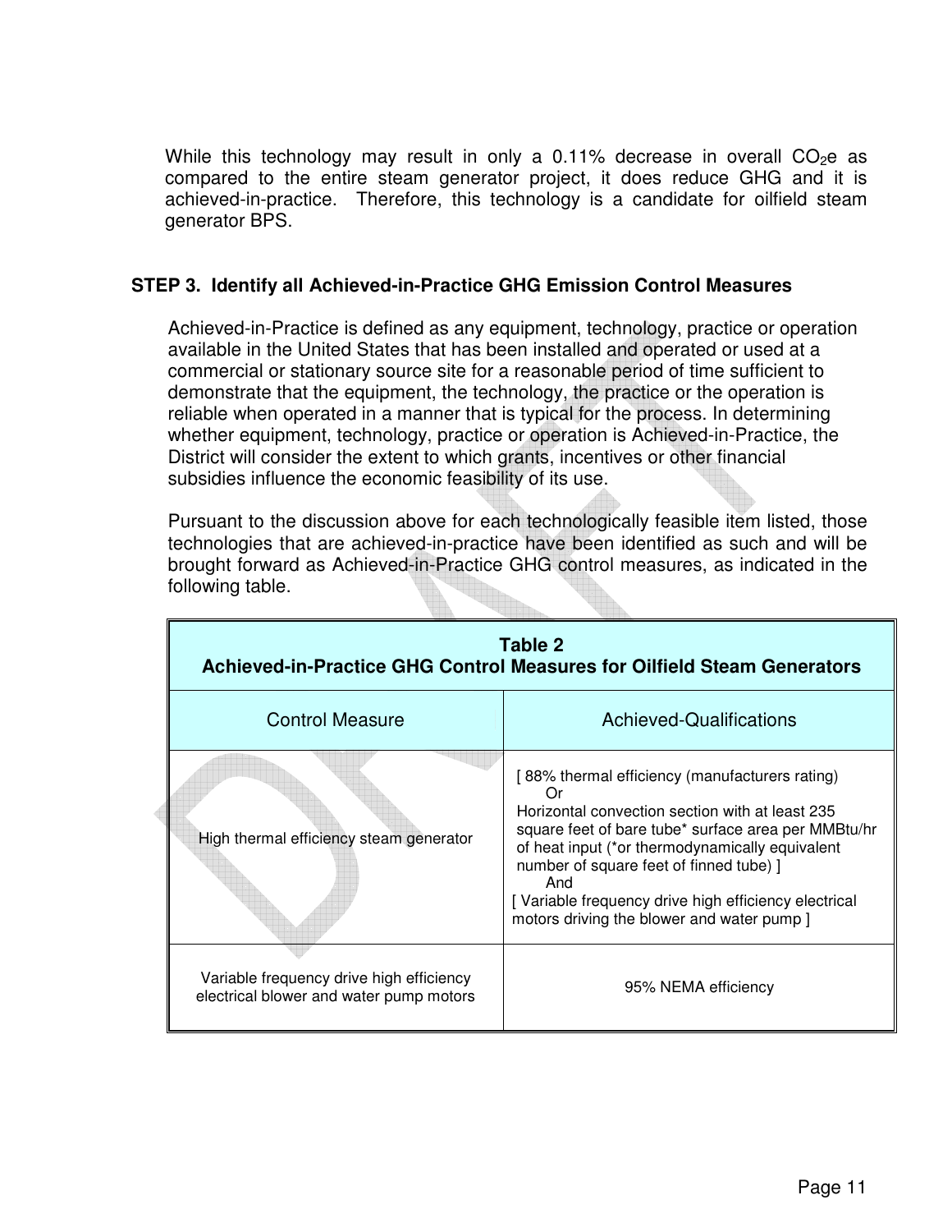While this technology may result in only a 0.11% decrease in overall $CO_2$e as compared to the entire steam generator project, it does reduce GHG and it is achieved-in-practice. Therefore, this technology is a candidate for oilfield steam generator BPS.

### STEP 3. Identify all Achieved-in-Practice GHG Emission Control Measures

Achieved-in-Practice is defined as any equipment, technology, practice or operation available in the United States that has been installed and operated or used at a commercial or stationary source site for a reasonable period of time sufficient to demonstrate that the equipment, the technology, the practice or the operation is reliable when operated in a manner that is typical for the process. In determining whether equipment, technology, practice or operation is Achieved-in-Practice, the District will consider the extent to which grants, incentives or other financial subsidies influence the economic feasibility of its use.

Pursuant to the discussion above for each technologically feasible item listed, those technologies that are achieved-in-practice have been identified as such and will be brought forward as Achieved-in-Practice GHG control measures, as indicated in the following table.

**Table 2**
**Achieved-in-Practice GHG Control Measures for Oilfield Steam Generators**

| Control Measure | Achieved-Qualifications |
|---|---|
| High thermal efficiency steam generator | [ 88% thermal efficiency (manufacturers rating) Or Horizontal convection section with at least 235 square feet of bare tube* surface area per MMBtu/hr of heat input (*or thermodynamically equivalent number of square feet of finned tube) ] And [ Variable frequency drive high efficiency electrical motors driving the blower and water pump ] |
| Variable frequency drive high efficiency electrical blower and water pump motors | 95% NEMA efficiency |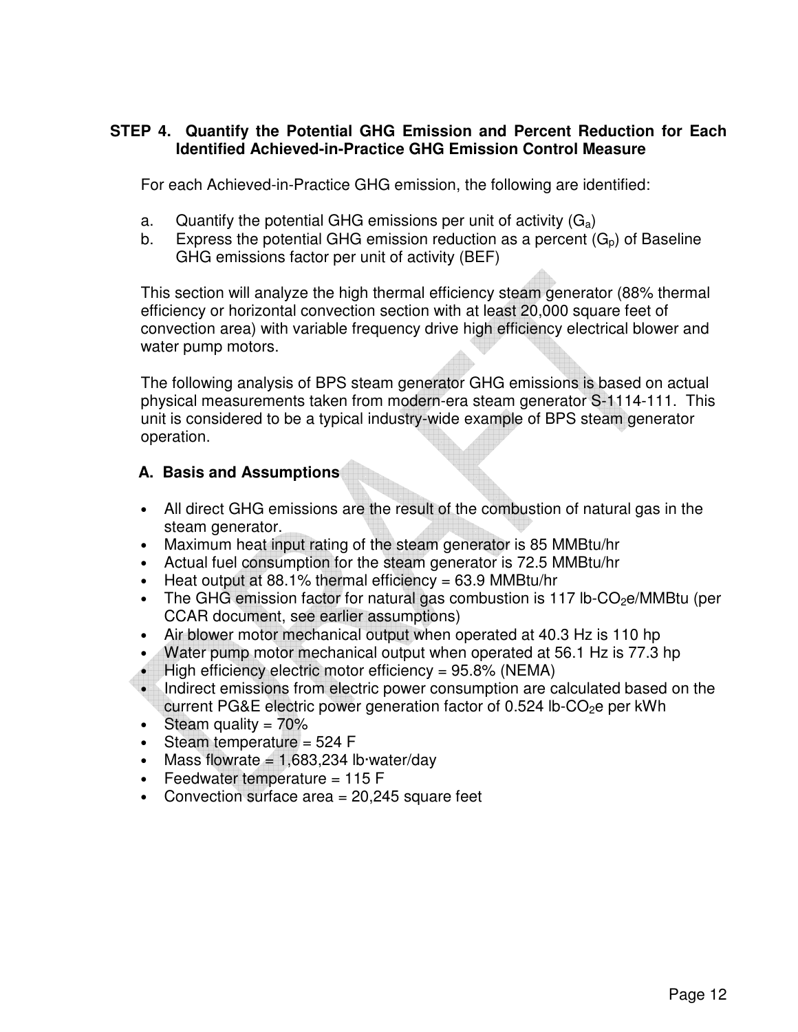**STEP 4. Quantify the Potential GHG Emission and Percent Reduction for Each Identified Achieved-in-Practice GHG Emission Control Measure**

For each Achieved-in-Practice GHG emission, the following are identified:

a. Quantify the potential GHG emissions per unit of activity ($G_a$)
b. Express the potential GHG emission reduction as a percent ($G_p$) of Baseline GHG emissions factor per unit of activity (BEF)

This section will analyze the high thermal efficiency steam generator (88% thermal efficiency or horizontal convection section with at least 20,000 square feet of convection area) with variable frequency drive high efficiency electrical blower and water pump motors.

The following analysis of BPS steam generator GHG emissions is based on actual physical measurements taken from modern-era steam generator S-1114-111. This unit is considered to be a typical industry-wide example of BPS steam generator operation.

**A. Basis and Assumptions**

- All direct GHG emissions are the result of the combustion of natural gas in the steam generator.
- Maximum heat input rating of the steam generator is 85 MMBtu/hr
- Actual fuel consumption for the steam generator is 72.5 MMBtu/hr
- Heat output at 88.1% thermal efficiency = 63.9 MMBtu/hr
- The GHG emission factor for natural gas combustion is 117 lb-$CO_2$e/MMBtu (per CCAR document, see earlier assumptions)
- Air blower motor mechanical output when operated at 40.3 Hz is 110 hp
- Water pump motor mechanical output when operated at 56.1 Hz is 77.3 hp
- High efficiency electric motor efficiency = 95.8% (NEMA)
- Indirect emissions from electric power consumption are calculated based on the current PG&E electric power generation factor of 0.524 lb-$CO_2$e per kWh
- Steam quality = 70%
- Steam temperature = 524 F
- Mass flowrate = 1,683,234 lb·water/day
- Feedwater temperature = 115 F
- Convection surface area = 20,245 square feet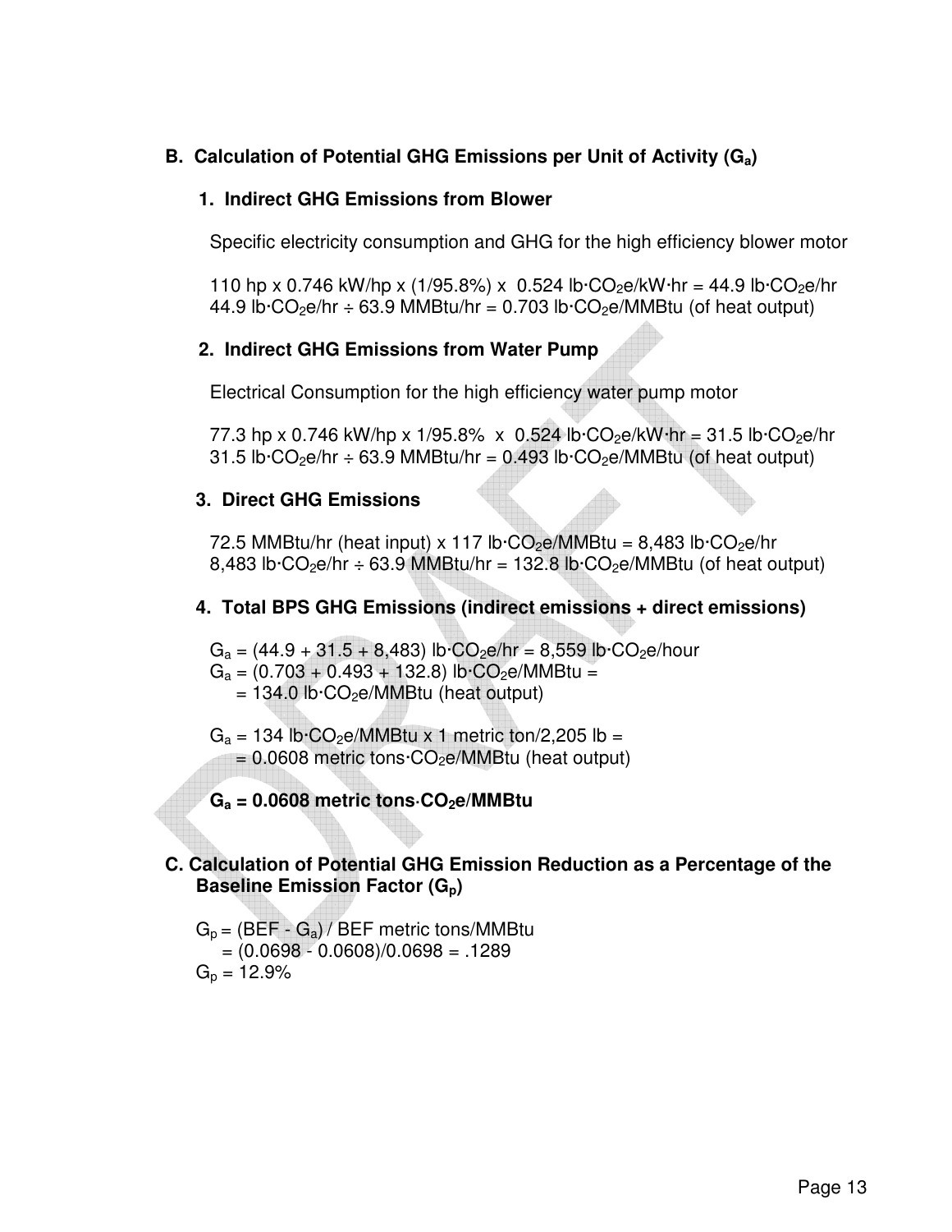## B. Calculation of Potential GHG Emissions per Unit of Activity ($G_a$)

### 1. Indirect GHG Emissions from Blower

Specific electricity consumption and GHG for the high efficiency blower motor

110 hp x 0.746 kW/hp x (1/95.8%) x 0.524 lb·$CO_2$e/kW·hr = 44.9 lb·$CO_2$e/hr
44.9 lb·$CO_2$e/hr ÷ 63.9 MMBtu/hr = 0.703 lb·$CO_2$e/MMBtu (of heat output)

### 2. Indirect GHG Emissions from Water Pump

Electrical Consumption for the high efficiency water pump motor

77.3 hp x 0.746 kW/hp x 1/95.8% x 0.524 lb·$CO_2$e/kW·hr = 31.5 lb·$CO_2$e/hr
31.5 lb·$CO_2$e/hr ÷ 63.9 MMBtu/hr = 0.493 lb·$CO_2$e/MMBtu (of heat output)

### 3. Direct GHG Emissions

72.5 MMBtu/hr (heat input) x 117 lb·$CO_2$e/MMBtu = 8,483 lb·$CO_2$e/hr
8,483 lb·$CO_2$e/hr ÷ 63.9 MMBtu/hr = 132.8 lb·$CO_2$e/MMBtu (of heat output)

### 4. Total BPS GHG Emissions (indirect emissions + direct emissions)

$G_a$ = (44.9 + 31.5 + 8,483) lb·$CO_2$e/hr = 8,559 lb·$CO_2$e/hour
$G_a$ = (0.703 + 0.493 + 132.8) lb·$CO_2$e/MMBtu =
= 134.0 lb·$CO_2$e/MMBtu (heat output)

$G_a$ = 134 lb·$CO_2$e/MMBtu x 1 metric ton/2,205 lb =
= 0.0608 metric tons·$CO_2$e/MMBtu (heat output)

**$G_a$ = 0.0608 metric tons·$CO_2$e/MMBtu**

## C. Calculation of Potential GHG Emission Reduction as a Percentage of the Baseline Emission Factor ($G_p$)

$G_p$ = (BEF - $G_a$) / BEF metric tons/MMBtu
= (0.0698 - 0.0608)/0.0698 = .1289
$G_p$ = 12.9%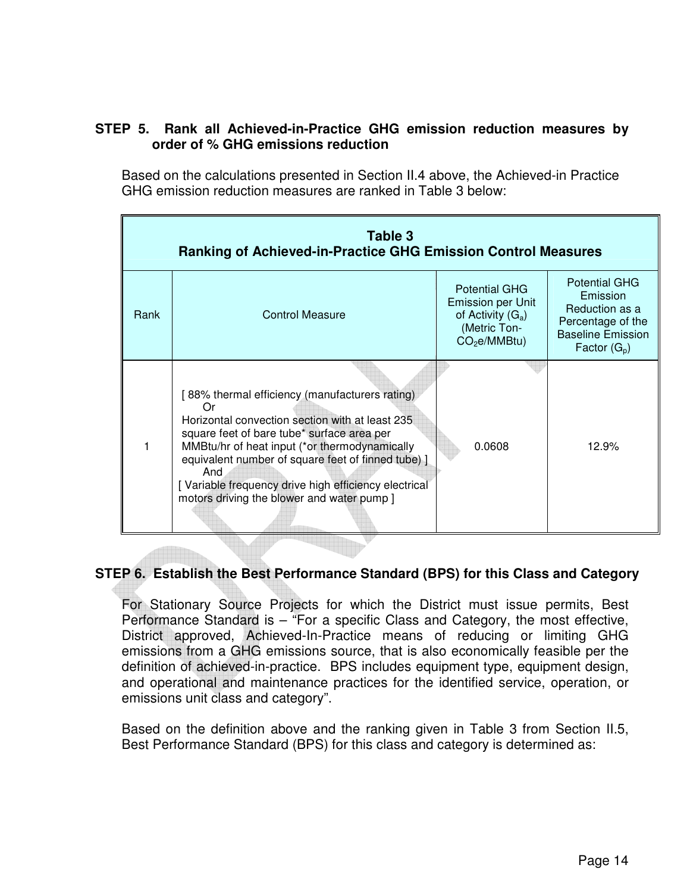**STEP 5. Rank all Achieved-in-Practice GHG emission reduction measures by order of % GHG emissions reduction**

Based on the calculations presented in Section II.4 above, the Achieved-in Practice GHG emission reduction measures are ranked in Table 3 below:

**Table 3**
**Ranking of Achieved-in-Practice GHG Emission Control Measures**

| Rank | Control Measure | Potential GHG Emission per Unit of Activity ($G_a$) (Metric Ton-$CO_2$e/MMBtu) | Potential GHG Emission Reduction as a Percentage of the Baseline Emission Factor ($G_p$) |
|---|---|---|---|
| 1 | [ 88% thermal efficiency (manufacturers rating) Or Horizontal convection section with at least 235 square feet of bare tube* surface area per MMBtu/hr of heat input (*or thermodynamically equivalent number of square feet of finned tube) ] And [ Variable frequency drive high efficiency electrical motors driving the blower and water pump ] | 0.0608 | 12.9% |

**STEP 6. Establish the Best Performance Standard (BPS) for this Class and Category**

For Stationary Source Projects for which the District must issue permits, Best Performance Standard is – "For a specific Class and Category, the most effective, District approved, Achieved-In-Practice means of reducing or limiting GHG emissions from a GHG emissions source, that is also economically feasible per the definition of achieved-in-practice. BPS includes equipment type, equipment design, and operational and maintenance practices for the identified service, operation, or emissions unit class and category".

Based on the definition above and the ranking given in Table 3 from Section II.5, Best Performance Standard (BPS) for this class and category is determined as: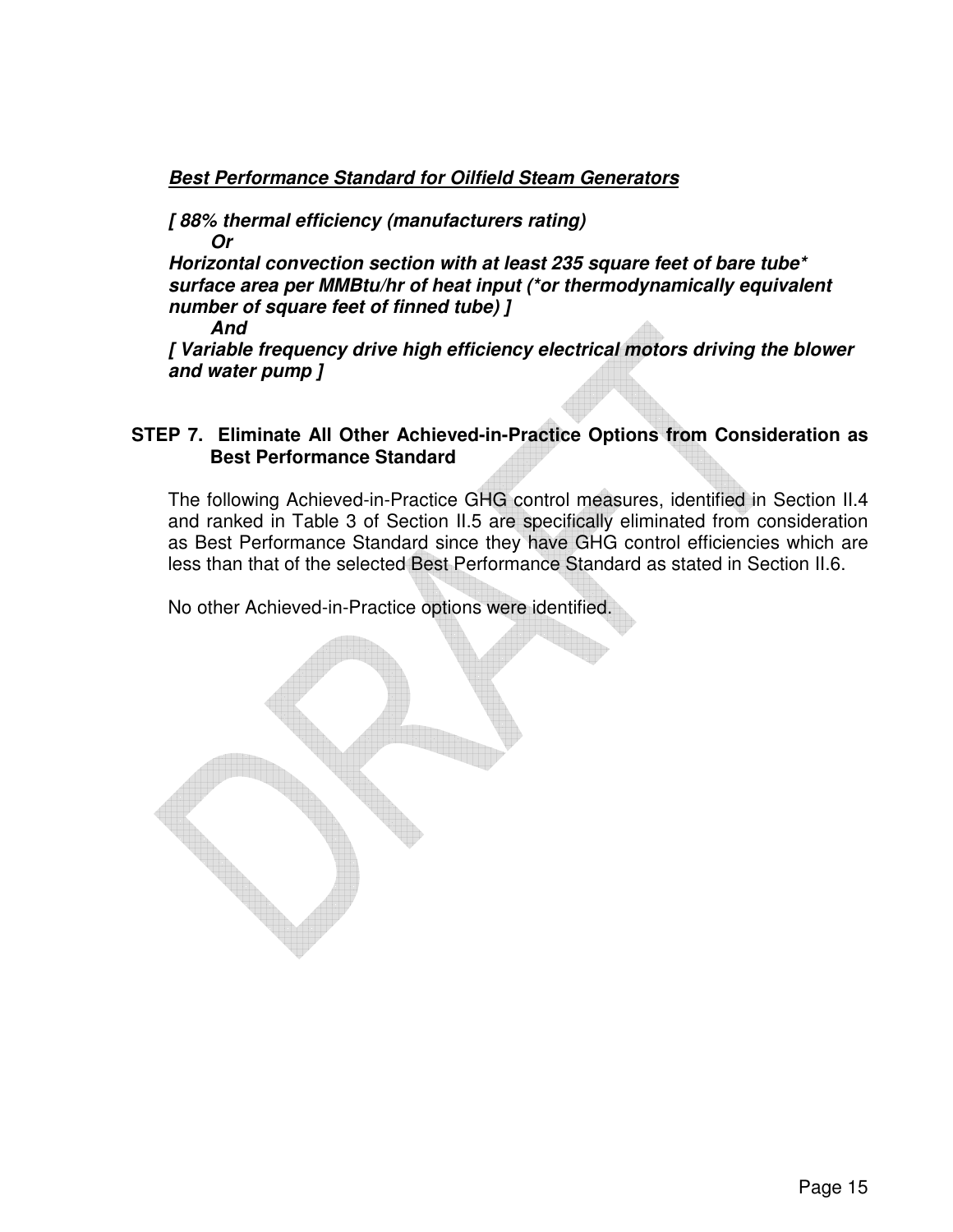***Best Performance Standard for Oilfield Steam Generators***

***[ 88% thermal efficiency (manufacturers rating)***
***Or***
***Horizontal convection section with at least 235 square feet of bare tube* surface area per MMBtu/hr of heat input (*or thermodynamically equivalent number of square feet of finned tube) ]***
***And***
***[ Variable frequency drive high efficiency electrical motors driving the blower and water pump ]***

**STEP 7. Eliminate All Other Achieved-in-Practice Options from Consideration as Best Performance Standard**

The following Achieved-in-Practice GHG control measures, identified in Section II.4 and ranked in Table 3 of Section II.5 are specifically eliminated from consideration as Best Performance Standard since they have GHG control efficiencies which are less than that of the selected Best Performance Standard as stated in Section II.6.

No other Achieved-in-Practice options were identified.